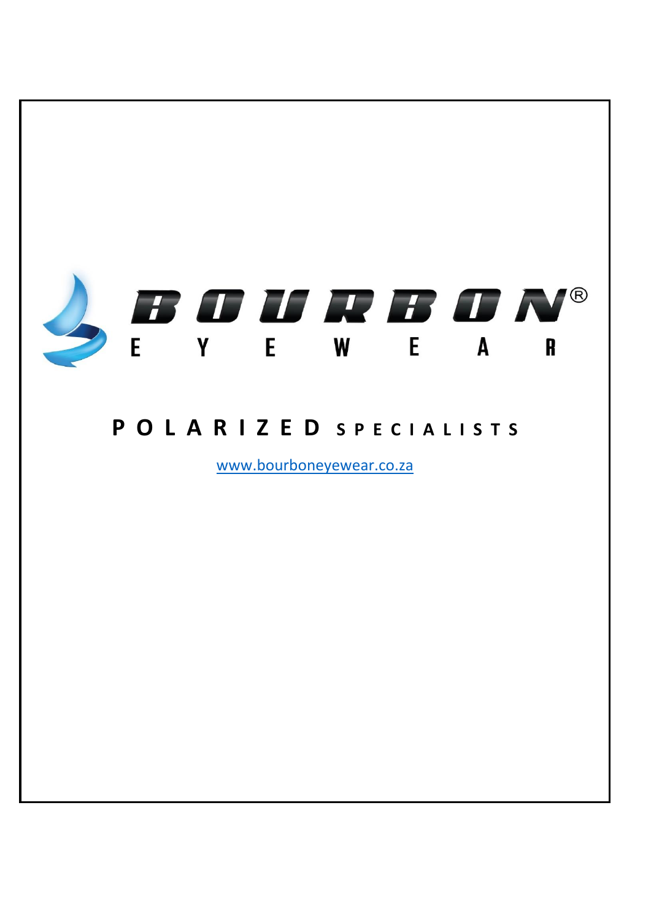# BOURBON®

EYEWEAR

## POLARIZED SPECIALISTS

[www.bourboneyewear.co.za](http://www.bourboneyewear.co.za)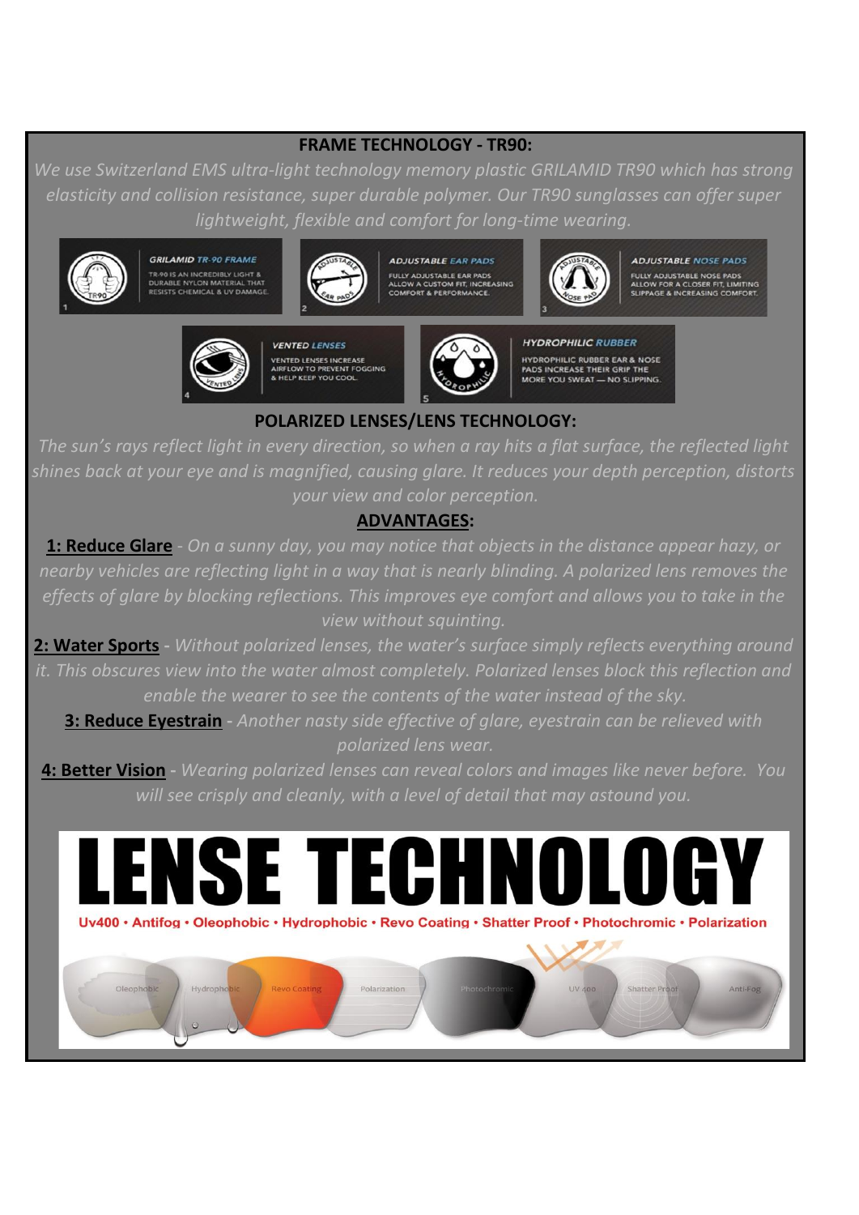**FRAME TECHNOLOGY - TR90:**

*We use Switzerland EMS ultra-light technology memory plastic GRILAMID TR90 which has strong elasticity and collision resistance, super durable polymer. Our TR90 sunglasses can offer super lightweight, flexible and comfort for long-time wearing.*

**GRILAMID TR-90 FRAME**
TR-90 IS AN INCREDIBLY LIGHT & DURABLE NYLON MATERIAL THAT RESISTS CHEMICAL & UV DAMAGE.

**ADJUSTABLE EAR PADS**
FULLY ADJUSTABLE EAR PADS ALLOW A CUSTOM FIT, INCREASING COMFORT & PERFORMANCE.

**ADJUSTABLE NOSE PADS**
FULLY ADJUSTABLE NOSE PADS ALLOW FOR A CLOSER FIT, LIMITING SLIPPAGE & INCREASING COMFORT.

**VENTED LENSES**
VENTED LENSES INCREASE AIRFLOW TO PREVENT FOGGING & HELP KEEP YOU COOL.

**HYDROPHILIC RUBBER**
HYDROPHILIC RUBBER EAR & NOSE PADS INCREASE THEIR GRIP THE MORE YOU SWEAT — NO SLIPPING.

**POLARIZED LENSES/LENS TECHNOLOGY:**

*The sun's rays reflect light in every direction, so when a ray hits a flat surface, the reflected light shines back at your eye and is magnified, causing glare. It reduces your depth perception, distorts your view and color perception.*

**ADVANTAGES:**

**1: Reduce Glare** - *On a sunny day, you may notice that objects in the distance appear hazy, or nearby vehicles are reflecting light in a way that is nearly blinding. A polarized lens removes the effects of glare by blocking reflections. This improves eye comfort and allows you to take in the view without squinting.*

**2: Water Sports** - *Without polarized lenses, the water's surface simply reflects everything around it. This obscures view into the water almost completely. Polarized lenses block this reflection and enable the wearer to see the contents of the water instead of the sky.*

**3: Reduce Eyestrain** - *Another nasty side effective of glare, eyestrain can be relieved with polarized lens wear.*

**4: Better Vision** - *Wearing polarized lenses can reveal colors and images like never before. You will see crisply and cleanly, with a level of detail that may astound you.*

# LENSE TECHNOLOGY

Uv400 • Antifog • Oleophobic • Hydrophobic • Revo Coating • Shatter Proof • Photochromic • Polarization

Oleophobic | Hydrophobic | Revo Coating | Polarization | Photochromic | UV 400 | Shatter Proof | Anti-Fog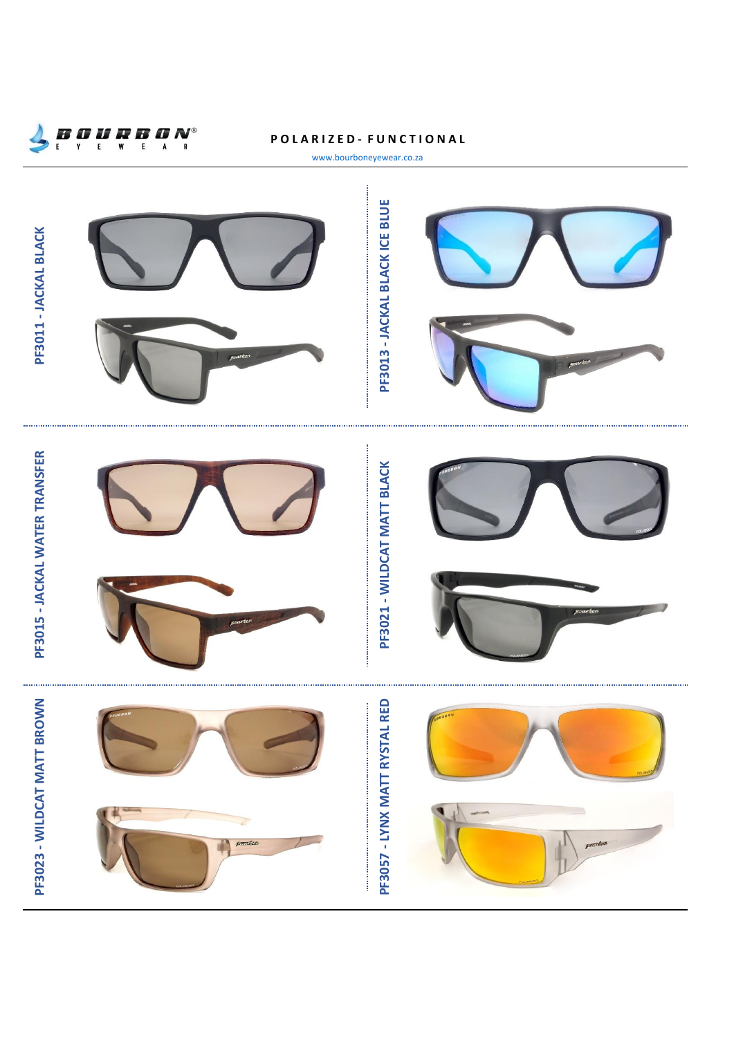BOURBON® EYEWEAR

**POLARIZED- FUNCTIONAL**

www.bourboneyewear.co.za

**PF3011 - JACKAL BLACK**

**PF3013 - JACKAL BLACK ICE BLUE**

**PF3015 - JACKAL WATER TRANSFER**

**PF3021 - WILDCAT MATT BLACK**

**PF3023 - WILDCAT MATT BROWN**

**PF3057 - LYNX MATT RYSTAL RED**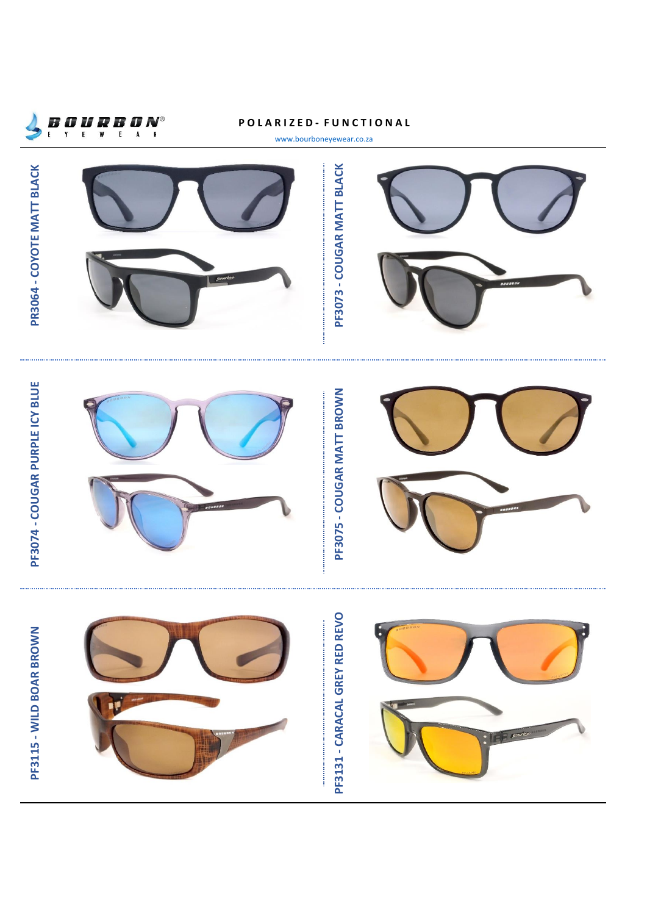# POLARIZED- FUNCTIONAL

www.bourboneyewear.co.za

**PR3064 - COYOTE MATT BLACK**

**PF3073 - COUGAR MATT BLACK**

**PF3074 - COUGAR PURPLE ICY BLUE**

**PF3075 - COUGAR MATT BROWN**

**PF3115 - WILD BOAR BROWN**

**PF3131 - CARACAL GREY RED REVO**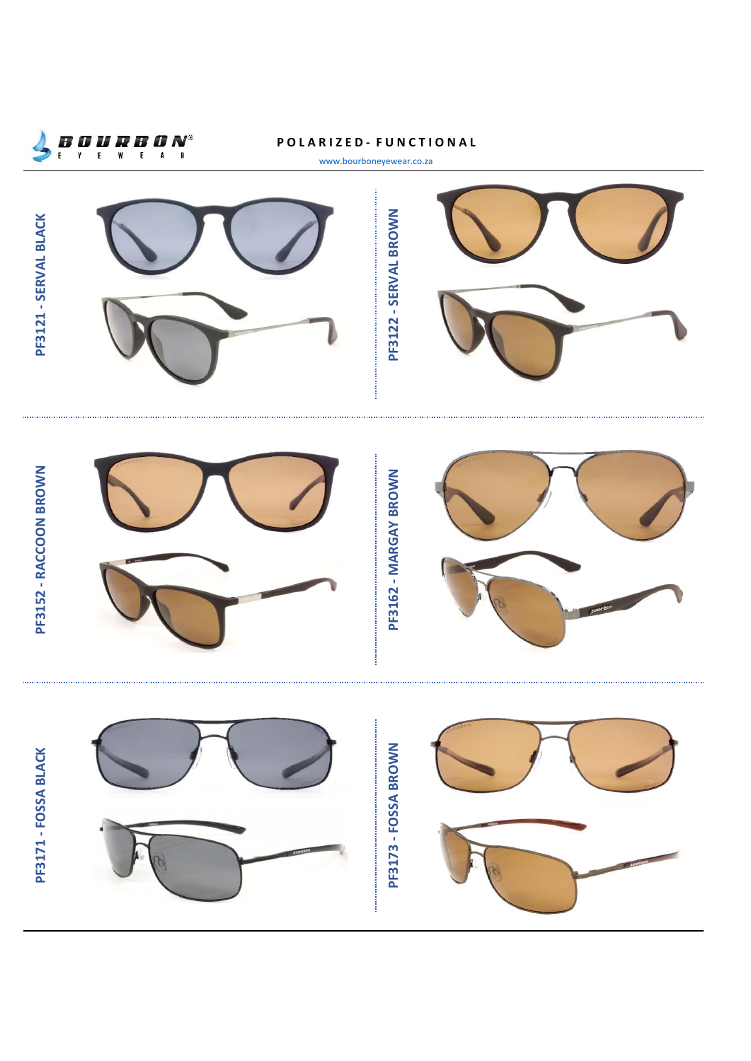**BOURBON** EYEWEAR®

**POLARIZED- FUNCTIONAL**

www.bourboneyewear.co.za

**PF3121 - SERVAL BLACK**

**PF3122 - SERVAL BROWN**

**PF3152 - RACCOON BROWN**

**PF3162 - MARGAY BROWN**

**PF3171 - FOSSA BLACK**

**PF3173 - FOSSA BROWN**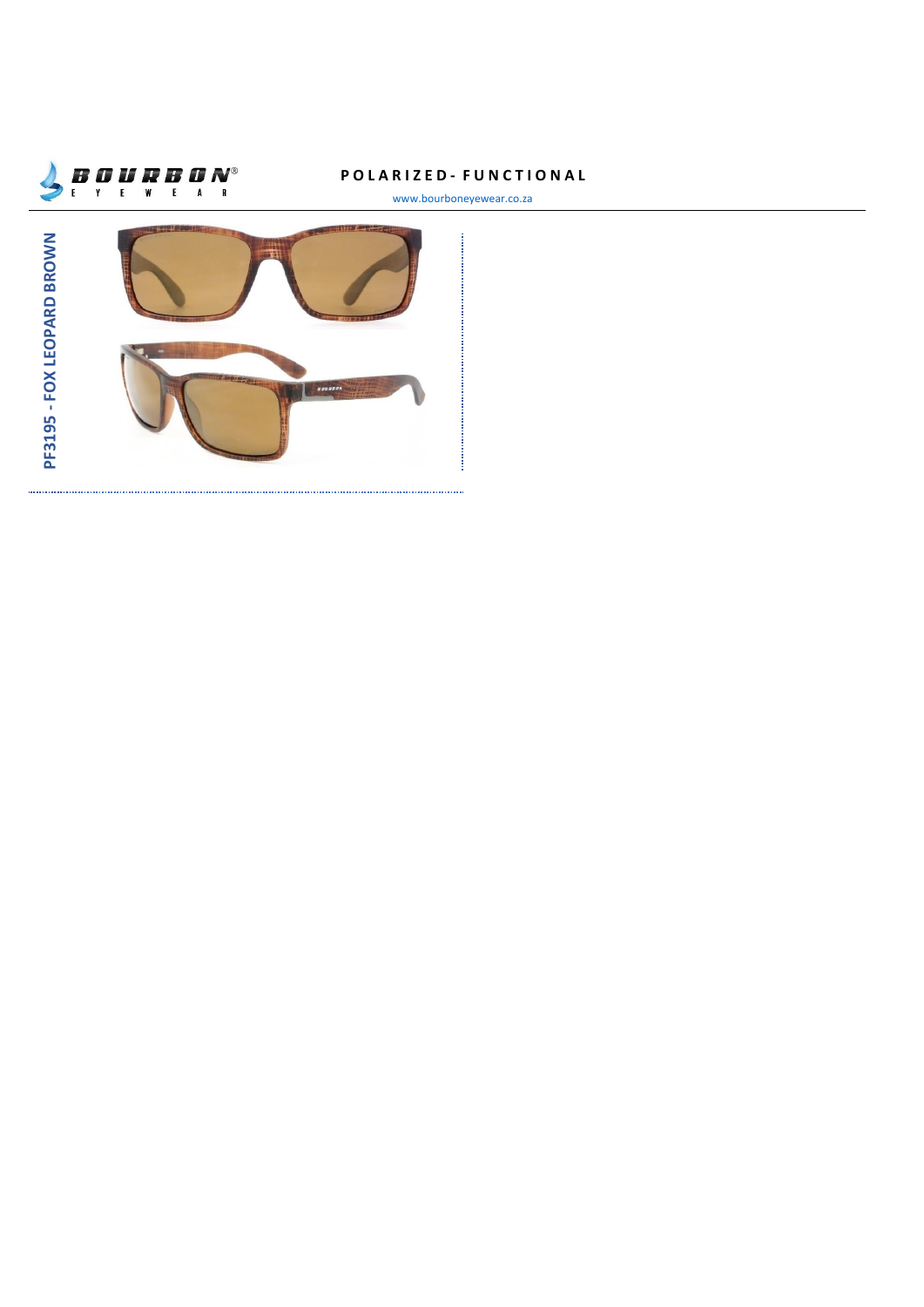BOURBON® EYEWEAR

**POLARIZED- FUNCTIONAL**

www.bourboneyewear.co.za

**PF3195 - FOX LEOPARD BROWN**